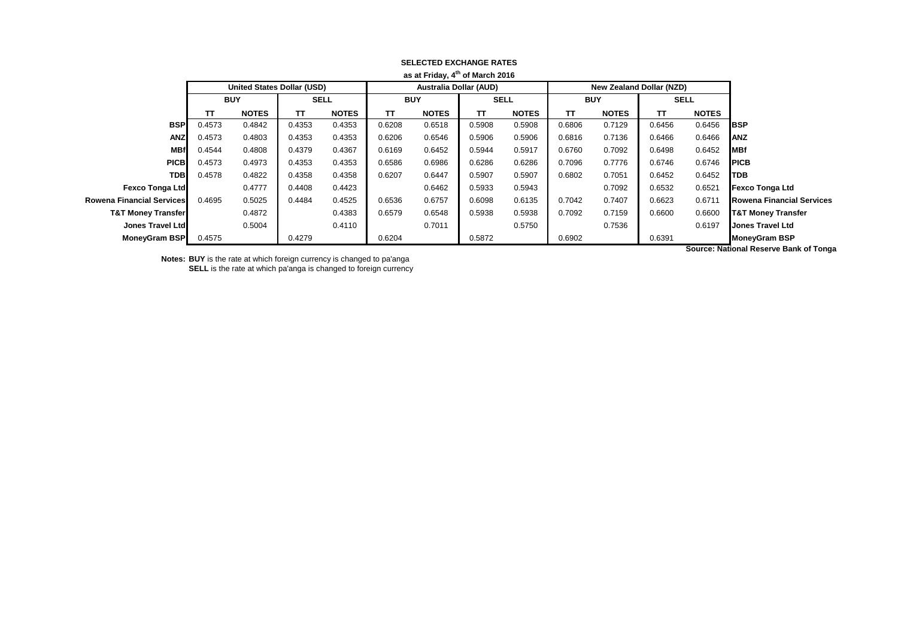**SELECTED EXCHANGE RATES**

**as at Friday, 4th of March 2016**

| | United States Dollar (USD) | | | | Australia Dollar (AUD) | | | | New Zealand Dollar (NZD) | | | | |
|---|---|---|---|---|---|---|---|---|---|---|---|---|---|
| | BUY | | SELL | | BUY | | SELL | | BUY | | SELL | | |
| | TT | NOTES | TT | NOTES | TT | NOTES | TT | NOTES | TT | NOTES | TT | NOTES | |
| **BSP** | 0.4573 | 0.4842 | 0.4353 | 0.4353 | 0.6208 | 0.6518 | 0.5908 | 0.5908 | 0.6806 | 0.7129 | 0.6456 | 0.6456 | **BSP** |
| **ANZ** | 0.4573 | 0.4803 | 0.4353 | 0.4353 | 0.6206 | 0.6546 | 0.5906 | 0.5906 | 0.6816 | 0.7136 | 0.6466 | 0.6466 | **ANZ** |
| **MBf** | 0.4544 | 0.4808 | 0.4379 | 0.4367 | 0.6169 | 0.6452 | 0.5944 | 0.5917 | 0.6760 | 0.7092 | 0.6498 | 0.6452 | **MBf** |
| **PICB** | 0.4573 | 0.4973 | 0.4353 | 0.4353 | 0.6586 | 0.6986 | 0.6286 | 0.6286 | 0.7096 | 0.7776 | 0.6746 | 0.6746 | **PICB** |
| **TDB** | 0.4578 | 0.4822 | 0.4358 | 0.4358 | 0.6207 | 0.6447 | 0.5907 | 0.5907 | 0.6802 | 0.7051 | 0.6452 | 0.6452 | **TDB** |
| **Fexco Tonga Ltd** | | 0.4777 | 0.4408 | 0.4423 | | 0.6462 | 0.5933 | 0.5943 | | 0.7092 | 0.6532 | 0.6521 | **Fexco Tonga Ltd** |
| **Rowena Financial Services** | 0.4695 | 0.5025 | 0.4484 | 0.4525 | 0.6536 | 0.6757 | 0.6098 | 0.6135 | 0.7042 | 0.7407 | 0.6623 | 0.6711 | **Rowena Financial Services** |
| **T&T Money Transfer** | | 0.4872 | | 0.4383 | 0.6579 | 0.6548 | 0.5938 | 0.5938 | 0.7092 | 0.7159 | 0.6600 | 0.6600 | **T&T Money Transfer** |
| **Jones Travel Ltd** | | 0.5004 | | 0.4110 | | 0.7011 | | 0.5750 | | 0.7536 | | 0.6197 | **Jones Travel Ltd** |
| **MoneyGram BSP** | 0.4575 | | 0.4279 | | 0.6204 | | 0.5872 | | 0.6902 | | 0.6391 | | **MoneyGram BSP** |

**Source: National Reserve Bank of Tonga**

**Notes: BUY** is the rate at which foreign currency is changed to pa'anga
**SELL** is the rate at which pa'anga is changed to foreign currency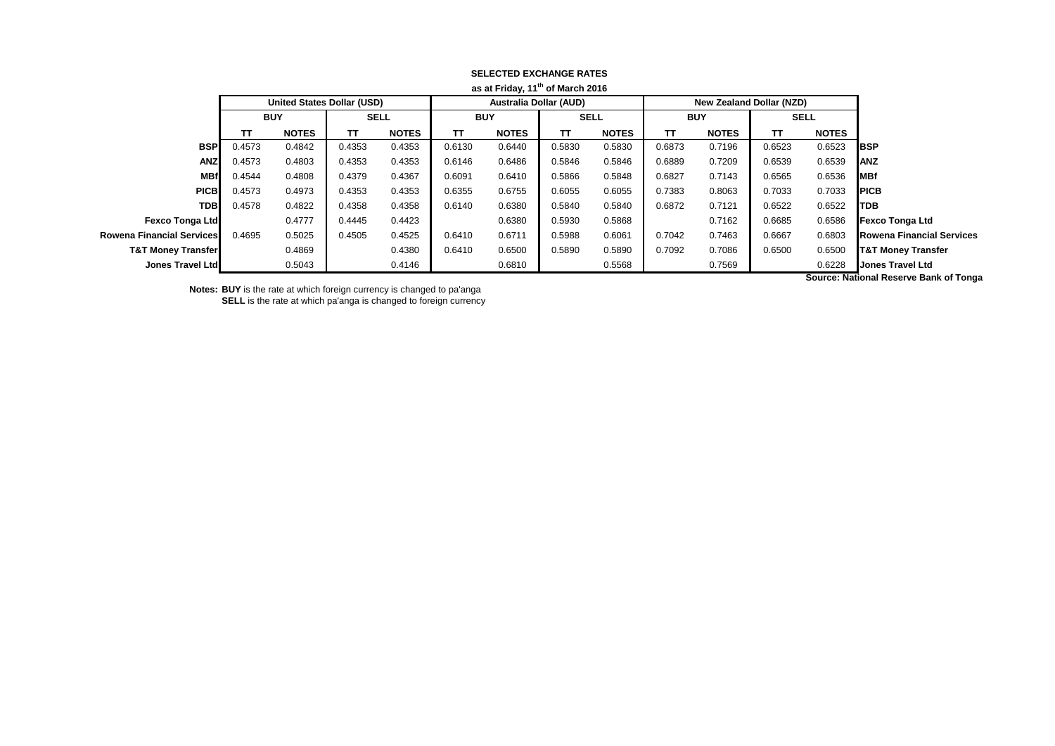**SELECTED EXCHANGE RATES**

**as at Friday, 11th of March 2016**

| | United States Dollar (USD) | | | | Australia Dollar (AUD) | | | | New Zealand Dollar (NZD) | | | | |
|---|---|---|---|---|---|---|---|---|---|---|---|---|---|
| | BUY | | SELL | | BUY | | SELL | | BUY | | SELL | | |
| | TT | NOTES | TT | NOTES | TT | NOTES | TT | NOTES | TT | NOTES | TT | NOTES | |
| **BSP** | 0.4573 | 0.4842 | 0.4353 | 0.4353 | 0.6130 | 0.6440 | 0.5830 | 0.5830 | 0.6873 | 0.7196 | 0.6523 | 0.6523 | **BSP** |
| **ANZ** | 0.4573 | 0.4803 | 0.4353 | 0.4353 | 0.6146 | 0.6486 | 0.5846 | 0.5846 | 0.6889 | 0.7209 | 0.6539 | 0.6539 | **ANZ** |
| **MBf** | 0.4544 | 0.4808 | 0.4379 | 0.4367 | 0.6091 | 0.6410 | 0.5866 | 0.5848 | 0.6827 | 0.7143 | 0.6565 | 0.6536 | **MBf** |
| **PICB** | 0.4573 | 0.4973 | 0.4353 | 0.4353 | 0.6355 | 0.6755 | 0.6055 | 0.6055 | 0.7383 | 0.8063 | 0.7033 | 0.7033 | **PICB** |
| **TDB** | 0.4578 | 0.4822 | 0.4358 | 0.4358 | 0.6140 | 0.6380 | 0.5840 | 0.5840 | 0.6872 | 0.7121 | 0.6522 | 0.6522 | **TDB** |
| **Fexco Tonga Ltd** | | 0.4777 | 0.4445 | 0.4423 | | 0.6380 | 0.5930 | 0.5868 | | 0.7162 | 0.6685 | 0.6586 | **Fexco Tonga Ltd** |
| **Rowena Financial Services** | 0.4695 | 0.5025 | 0.4505 | 0.4525 | 0.6410 | 0.6711 | 0.5988 | 0.6061 | 0.7042 | 0.7463 | 0.6667 | 0.6803 | **Rowena Financial Services** |
| **T&T Money Transfer** | | 0.4869 | | 0.4380 | 0.6410 | 0.6500 | 0.5890 | 0.5890 | 0.7092 | 0.7086 | 0.6500 | 0.6500 | **T&T Money Transfer** |
| **Jones Travel Ltd** | | 0.5043 | | 0.4146 | | 0.6810 | | 0.5568 | | 0.7569 | | 0.6228 | **Jones Travel Ltd** |

**Source: National Reserve Bank of Tonga**

**Notes: BUY** is the rate at which foreign currency is changed to pa'anga
**SELL** is the rate at which pa'anga is changed to foreign currency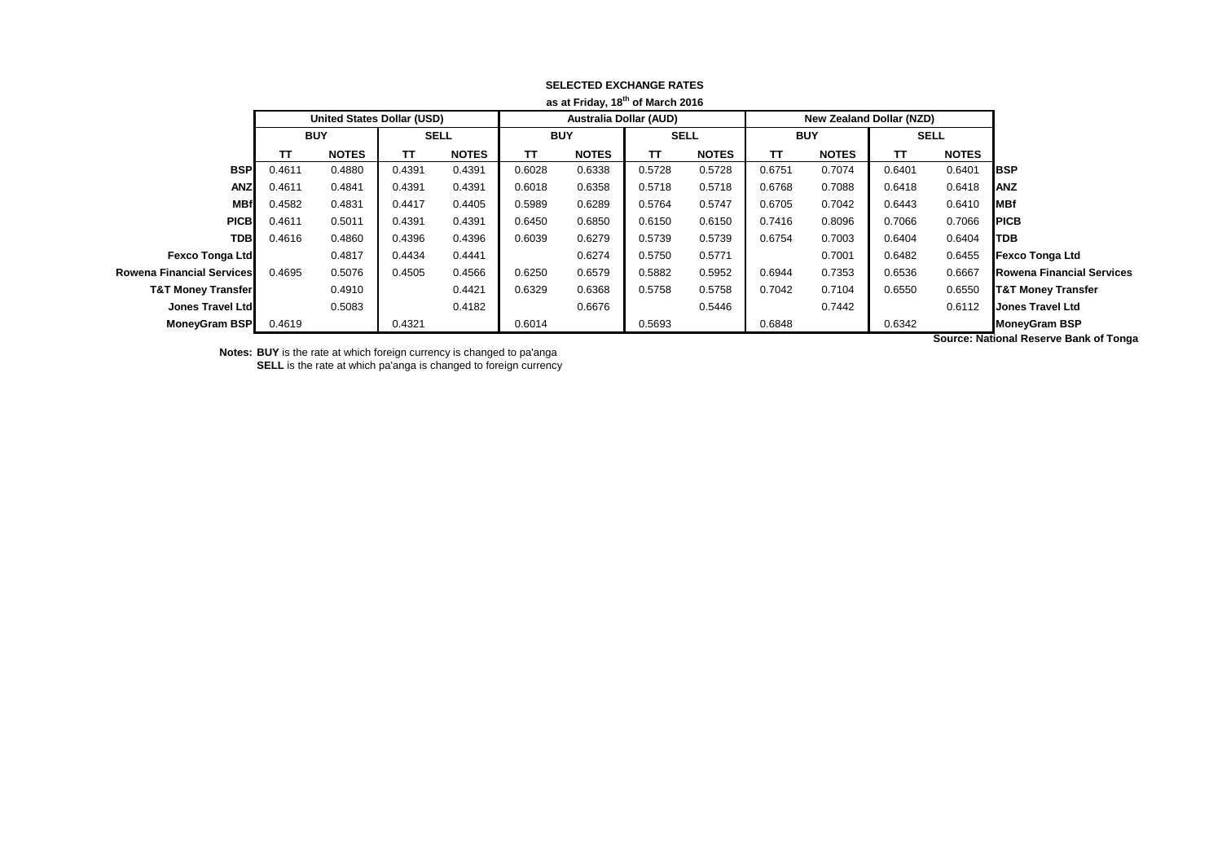**SELECTED EXCHANGE RATES**

**as at Friday, 18th of March 2016**

| | United States Dollar (USD) | | | | Australia Dollar (AUD) | | | | New Zealand Dollar (NZD) | | | | |
|---|---|---|---|---|---|---|---|---|---|---|---|---|---|
| | BUY | | SELL | | BUY | | SELL | | BUY | | SELL | | |
| | TT | NOTES | TT | NOTES | TT | NOTES | TT | NOTES | TT | NOTES | TT | NOTES | |
| **BSP** | 0.4611 | 0.4880 | 0.4391 | 0.4391 | 0.6028 | 0.6338 | 0.5728 | 0.5728 | 0.6751 | 0.7074 | 0.6401 | 0.6401 | **BSP** |
| **ANZ** | 0.4611 | 0.4841 | 0.4391 | 0.4391 | 0.6018 | 0.6358 | 0.5718 | 0.5718 | 0.6768 | 0.7088 | 0.6418 | 0.6418 | **ANZ** |
| **MBf** | 0.4582 | 0.4831 | 0.4417 | 0.4405 | 0.5989 | 0.6289 | 0.5764 | 0.5747 | 0.6705 | 0.7042 | 0.6443 | 0.6410 | **MBf** |
| **PICB** | 0.4611 | 0.5011 | 0.4391 | 0.4391 | 0.6450 | 0.6850 | 0.6150 | 0.6150 | 0.7416 | 0.8096 | 0.7066 | 0.7066 | **PICB** |
| **TDB** | 0.4616 | 0.4860 | 0.4396 | 0.4396 | 0.6039 | 0.6279 | 0.5739 | 0.5739 | 0.6754 | 0.7003 | 0.6404 | 0.6404 | **TDB** |
| **Fexco Tonga Ltd** | | 0.4817 | 0.4434 | 0.4441 | | 0.6274 | 0.5750 | 0.5771 | | 0.7001 | 0.6482 | 0.6455 | **Fexco Tonga Ltd** |
| **Rowena Financial Services** | 0.4695 | 0.5076 | 0.4505 | 0.4566 | 0.6250 | 0.6579 | 0.5882 | 0.5952 | 0.6944 | 0.7353 | 0.6536 | 0.6667 | **Rowena Financial Services** |
| **T&T Money Transfer** | | 0.4910 | | 0.4421 | 0.6329 | 0.6368 | 0.5758 | 0.5758 | 0.7042 | 0.7104 | 0.6550 | 0.6550 | **T&T Money Transfer** |
| **Jones Travel Ltd** | | 0.5083 | | 0.4182 | | 0.6676 | | 0.5446 | | 0.7442 | | 0.6112 | **Jones Travel Ltd** |
| **MoneyGram BSP** | 0.4619 | | 0.4321 | | 0.6014 | | 0.5693 | | 0.6848 | | 0.6342 | | **MoneyGram BSP** |

**Source: National Reserve Bank of Tonga**

**Notes:** **BUY** is the rate at which foreign currency is changed to pa'anga
**SELL** is the rate at which pa'anga is changed to foreign currency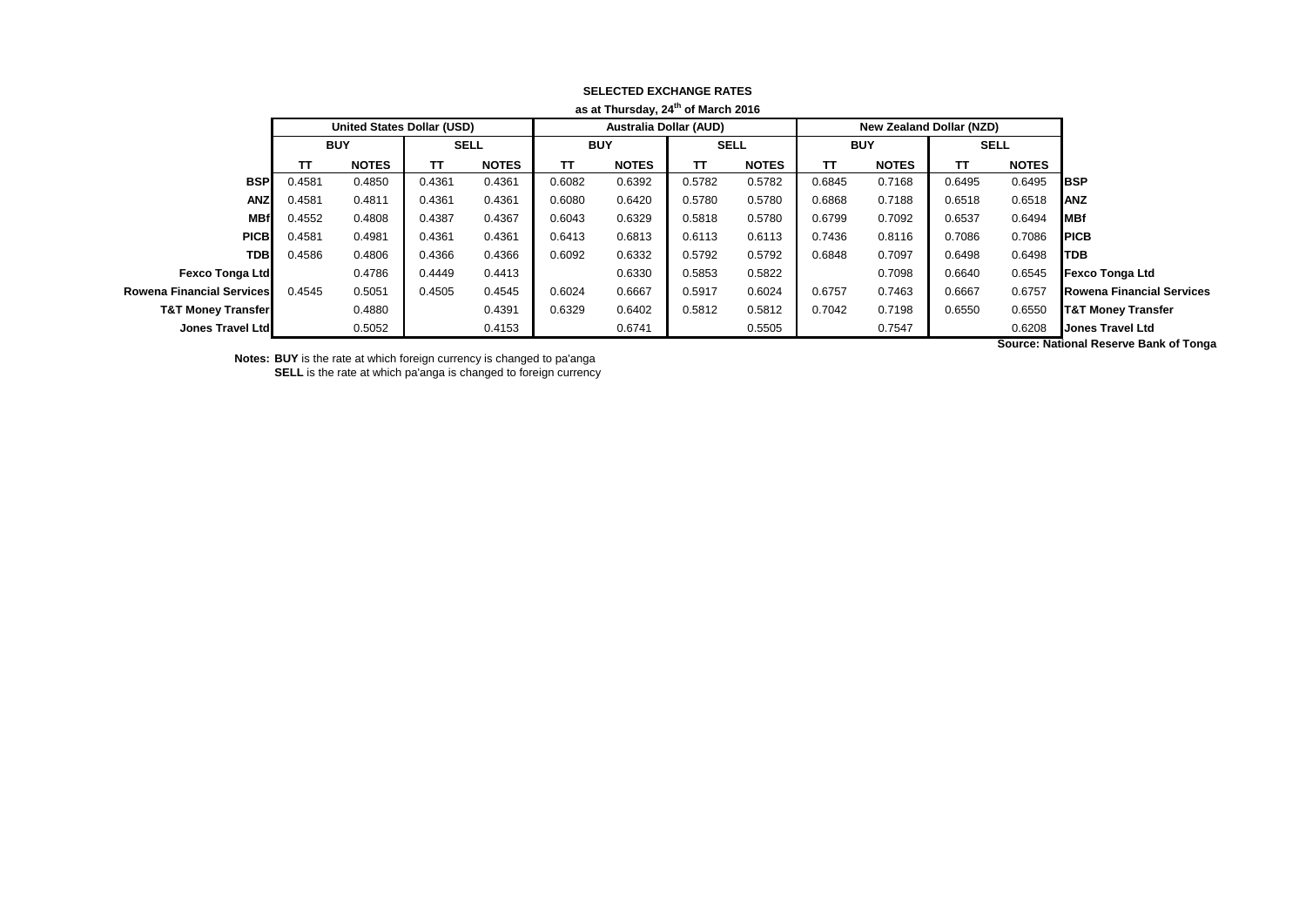**SELECTED EXCHANGE RATES**

**as at Thursday, 24th of March 2016**

| | United States Dollar (USD) | | | | Australia Dollar (AUD) | | | | New Zealand Dollar (NZD) | | | | |
|---|---|---|---|---|---|---|---|---|---|---|---|---|---|
| | BUY | | SELL | | BUY | | SELL | | BUY | | SELL | | |
| | TT | NOTES | TT | NOTES | TT | NOTES | TT | NOTES | TT | NOTES | TT | NOTES | |
| **BSP** | 0.4581 | 0.4850 | 0.4361 | 0.4361 | 0.6082 | 0.6392 | 0.5782 | 0.5782 | 0.6845 | 0.7168 | 0.6495 | 0.6495 | **BSP** |
| **ANZ** | 0.4581 | 0.4811 | 0.4361 | 0.4361 | 0.6080 | 0.6420 | 0.5780 | 0.5780 | 0.6868 | 0.7188 | 0.6518 | 0.6518 | **ANZ** |
| **MBf** | 0.4552 | 0.4808 | 0.4387 | 0.4367 | 0.6043 | 0.6329 | 0.5818 | 0.5780 | 0.6799 | 0.7092 | 0.6537 | 0.6494 | **MBf** |
| **PICB** | 0.4581 | 0.4981 | 0.4361 | 0.4361 | 0.6413 | 0.6813 | 0.6113 | 0.6113 | 0.7436 | 0.8116 | 0.7086 | 0.7086 | **PICB** |
| **TDB** | 0.4586 | 0.4806 | 0.4366 | 0.4366 | 0.6092 | 0.6332 | 0.5792 | 0.5792 | 0.6848 | 0.7097 | 0.6498 | 0.6498 | **TDB** |
| **Fexco Tonga Ltd** | | 0.4786 | 0.4449 | 0.4413 | | 0.6330 | 0.5853 | 0.5822 | | 0.7098 | 0.6640 | 0.6545 | **Fexco Tonga Ltd** |
| **Rowena Financial Services** | 0.4545 | 0.5051 | 0.4505 | 0.4545 | 0.6024 | 0.6667 | 0.5917 | 0.6024 | 0.6757 | 0.7463 | 0.6667 | 0.6757 | **Rowena Financial Services** |
| **T&T Money Transfer** | | 0.4880 | | 0.4391 | 0.6329 | 0.6402 | 0.5812 | 0.5812 | 0.7042 | 0.7198 | 0.6550 | 0.6550 | **T&T Money Transfer** |
| **Jones Travel Ltd** | | 0.5052 | | 0.4153 | | 0.6741 | | 0.5505 | | 0.7547 | | 0.6208 | **Jones Travel Ltd** |

**Source: National Reserve Bank of Tonga**

**Notes:** **BUY** is the rate at which foreign currency is changed to pa'anga
**SELL** is the rate at which pa'anga is changed to foreign currency